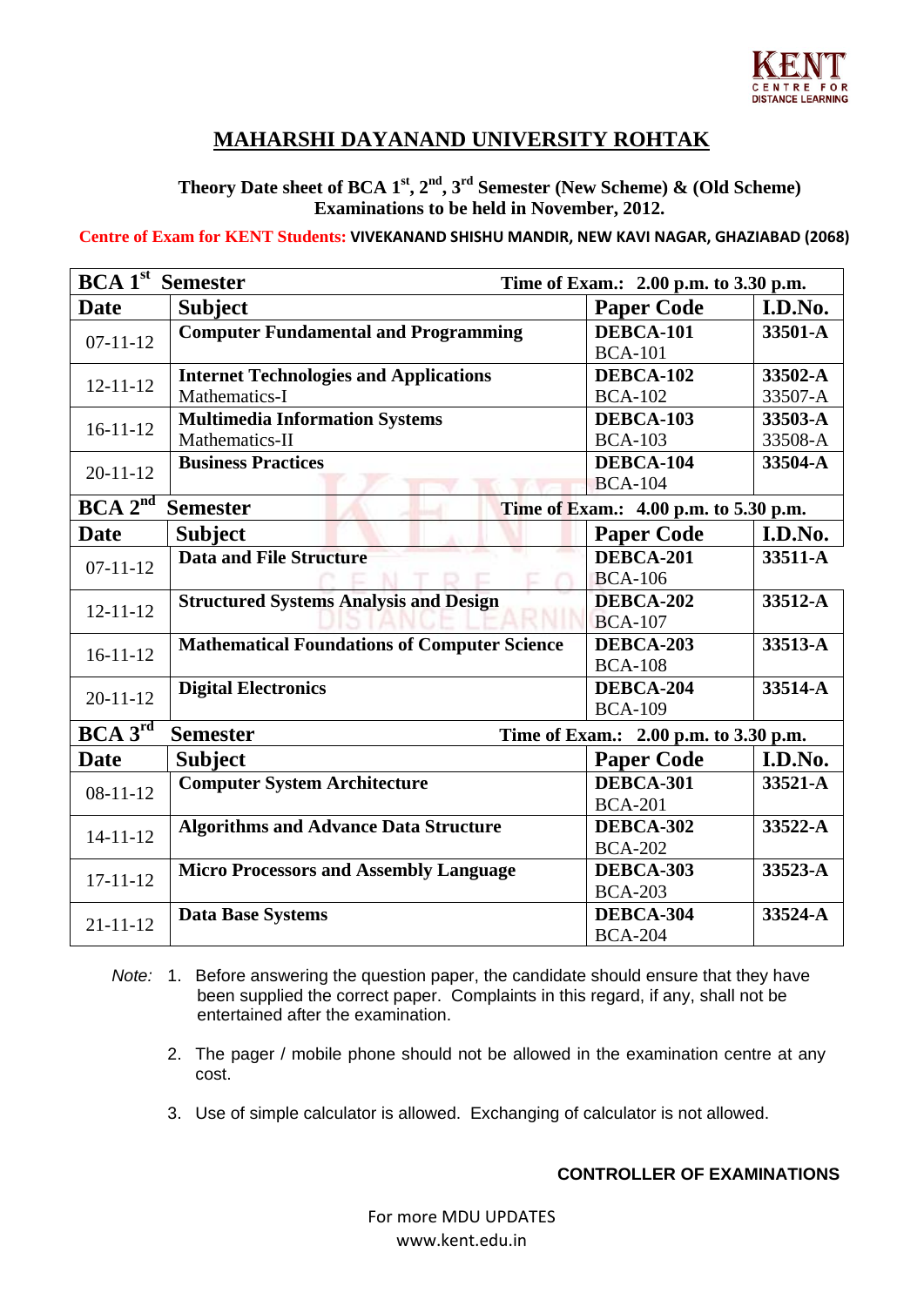# MAHARSHI DAYANAND UNIVERSITY ROHTAK

**Theory Date sheet of BCA 1st, 2nd, 3rd Semester (New Scheme) & (Old Scheme) Examinations to be held in November, 2012.**

**Centre of Exam for KENT Students: VIVEKANAND SHISHU MANDIR, NEW KAVI NAGAR, GHAZIABAD (2068)**

| **BCA 1st Semester** | | **Time of Exam.: 2.00 p.m. to 3.30 p.m.** | |
|---|---|---|---|
| **Date** | **Subject** | **Paper Code** | **I.D.No.** |
| 07-11-12 | **Computer Fundamental and Programming** | **DEBCA-101**<br>BCA-101 | **33501-A** |
| 12-11-12 | **Internet Technologies and Applications**<br>Mathematics-I | **DEBCA-102**<br>BCA-102 | **33502-A**<br>33507-A |
| 16-11-12 | **Multimedia Information Systems**<br>Mathematics-II | **DEBCA-103**<br>BCA-103 | **33503-A**<br>33508-A |
| 20-11-12 | **Business Practices** | **DEBCA-104**<br>BCA-104 | **33504-A** |
| **BCA 2nd Semester** | | **Time of Exam.: 4.00 p.m. to 5.30 p.m.** | |
| **Date** | **Subject** | **Paper Code** | **I.D.No.** |
| 07-11-12 | **Data and File Structure** | **DEBCA-201**<br>BCA-106 | **33511-A** |
| 12-11-12 | **Structured Systems Analysis and Design** | **DEBCA-202**<br>BCA-107 | **33512-A** |
| 16-11-12 | **Mathematical Foundations of Computer Science** | **DEBCA-203**<br>BCA-108 | **33513-A** |
| 20-11-12 | **Digital Electronics** | **DEBCA-204**<br>BCA-109 | **33514-A** |
| **BCA 3rd Semester** | | **Time of Exam.: 2.00 p.m. to 3.30 p.m.** | |
| **Date** | **Subject** | **Paper Code** | **I.D.No.** |
| 08-11-12 | **Computer System Architecture** | **DEBCA-301**<br>BCA-201 | **33521-A** |
| 14-11-12 | **Algorithms and Advance Data Structure** | **DEBCA-302**<br>BCA-202 | **33522-A** |
| 17-11-12 | **Micro Processors and Assembly Language** | **DEBCA-303**<br>BCA-203 | **33523-A** |
| 21-11-12 | **Data Base Systems** | **DEBCA-304**<br>BCA-204 | **33524-A** |

*Note:*

1. Before answering the question paper, the candidate should ensure that they have been supplied the correct paper. Complaints in this regard, if any, shall not be entertained after the examination.
2. The pager / mobile phone should not be allowed in the examination centre at any cost.
3. Use of simple calculator is allowed. Exchanging of calculator is not allowed.

**CONTROLLER OF EXAMINATIONS**

For more MDU UPDATES
www.kent.edu.in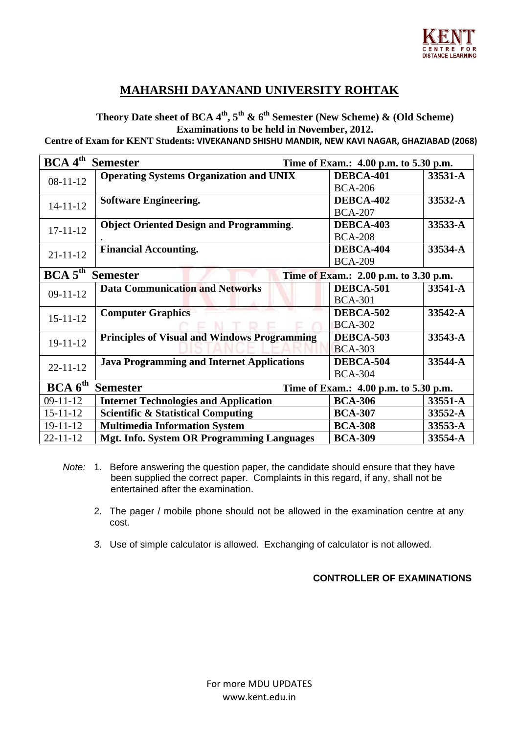## MAHARSHI DAYANAND UNIVERSITY ROHTAK

**Theory Date sheet of BCA 4th, 5th & 6th Semester (New Scheme) & (Old Scheme) Examinations to be held in November, 2012.**

**Centre of Exam for KENT Students: VIVEKANAND SHISHU MANDIR, NEW KAVI NAGAR, GHAZIABAD (2068)**

| | | | |
|---|---|---|---|
| **BCA 4th Semester** | | **Time of Exam.: 4.00 p.m. to 5.30 p.m.** | |
| 08-11-12 | **Operating Systems Organization and UNIX** | **DEBCA-401** BCA-206 | **33531-A** |
| 14-11-12 | **Software Engineering.** | **DEBCA-402** BCA-207 | **33532-A** |
| 17-11-12 | **Object Oriented Design and Programming**. . | **DEBCA-403** BCA-208 | **33533-A** |
| 21-11-12 | **Financial Accounting.** | **DEBCA-404** BCA-209 | **33534-A** |
| **BCA 5th Semester** | | **Time of Exam.: 2.00 p.m. to 3.30 p.m.** | |
| 09-11-12 | **Data Communication and Networks** | **DEBCA-501** BCA-301 | **33541-A** |
| 15-11-12 | **Computer Graphics** | **DEBCA-502** BCA-302 | **33542-A** |
| 19-11-12 | **Principles of Visual and Windows Programming** | **DEBCA-503** BCA-303 | **33543-A** |
| 22-11-12 | **Java Programming and Internet Applications** | **DEBCA-504** BCA-304 | **33544-A** |
| **BCA 6th Semester** | | **Time of Exam.: 4.00 p.m. to 5.30 p.m.** | |
| 09-11-12 | **Internet Technologies and Application** | **BCA-306** | **33551-A** |
| 15-11-12 | **Scientific & Statistical Computing** | **BCA-307** | **33552-A** |
| 19-11-12 | **Multimedia Information System** | **BCA-308** | **33553-A** |
| 22-11-12 | **Mgt. Info. System OR Programming Languages** | **BCA-309** | **33554-A** |

*Note:*

1. Before answering the question paper, the candidate should ensure that they have been supplied the correct paper. Complaints in this regard, if any, shall not be entertained after the examination.
2. The pager / mobile phone should not be allowed in the examination centre at any cost.
3. Use of simple calculator is allowed. Exchanging of calculator is not allowed.

**CONTROLLER OF EXAMINATIONS**

For more MDU UPDATES
www.kent.edu.in